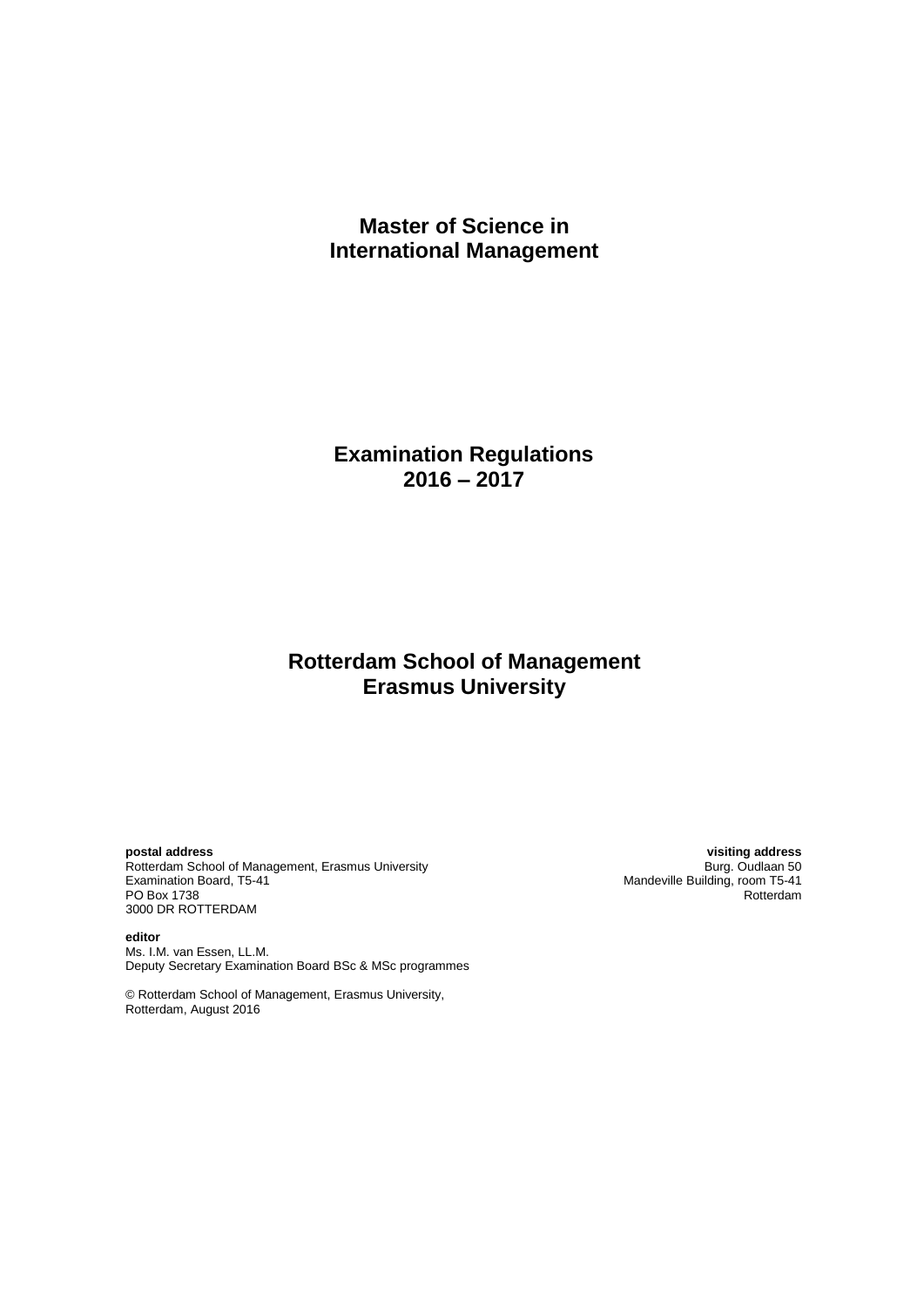# Master of Science in International Management

## Examination Regulations 2016 – 2017

## Rotterdam School of Management Erasmus University

**postal address**
Rotterdam School of Management, Erasmus University
Examination Board, T5-41
PO Box 1738
3000 DR ROTTERDAM

**visiting address**
Burg. Oudlaan 50
Mandeville Building, room T5-41
Rotterdam

**editor**
Ms. I.M. van Essen, LL.M.
Deputy Secretary Examination Board BSc & MSc programmes

© Rotterdam School of Management, Erasmus University,
Rotterdam, August 2016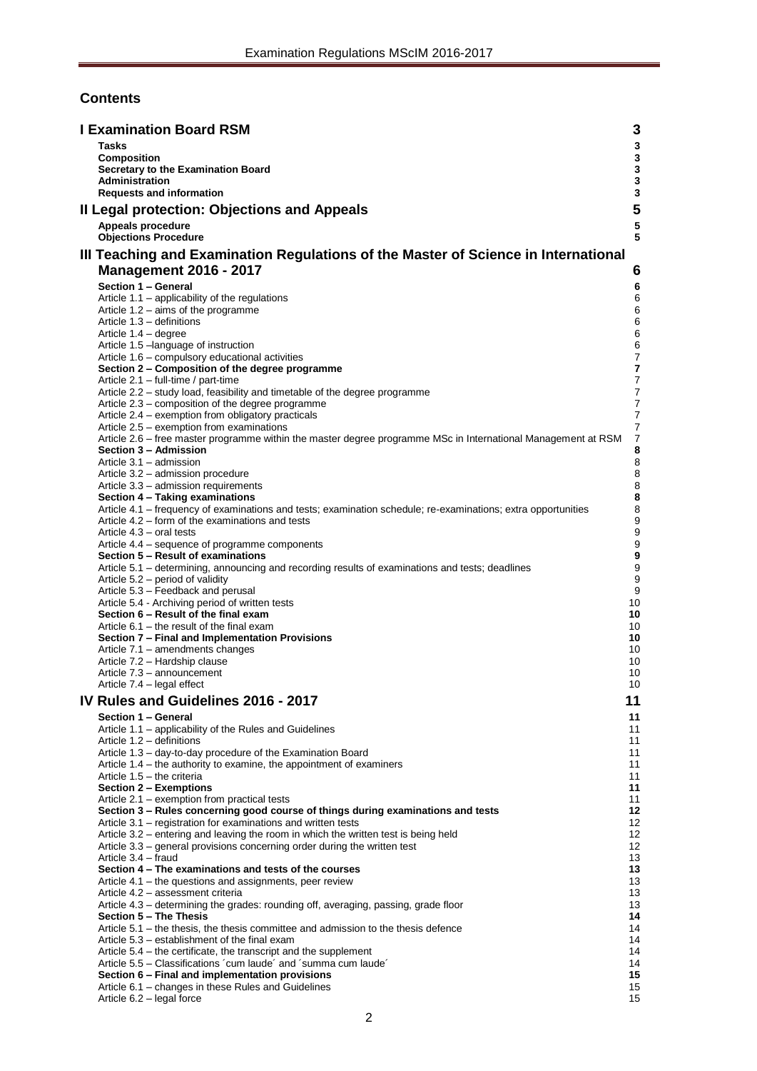## Contents

**I Examination Board RSM** 3

- **Tasks** 3
- **Composition** 3
- **Secretary to the Examination Board** 3
- **Administration** 3
- **Requests and information** 3

**II Legal protection: Objections and Appeals** 5

- **Appeals procedure** 5
- **Objections Procedure** 5

**III Teaching and Examination Regulations of the Master of Science in International Management 2016 - 2017** 6

- **Section 1 – General** 6
  - Article 1.1 – applicability of the regulations 6
  - Article 1.2 – aims of the programme 6
  - Article 1.3 – definitions 6
  - Article 1.4 – degree 6
  - Article 1.5 –language of instruction 6
  - Article 1.6 – compulsory educational activities 7
- **Section 2 – Composition of the degree programme** 7
  - Article 2.1 – full-time / part-time 7
  - Article 2.2 – study load, feasibility and timetable of the degree programme 7
  - Article 2.3 – composition of the degree programme 7
  - Article 2.4 – exemption from obligatory practicals 7
  - Article 2.5 – exemption from examinations 7
  - Article 2.6 – free master programme within the master degree programme MSc in International Management at RSM 7
- **Section 3 – Admission** 8
  - Article 3.1 – admission 8
  - Article 3.2 – admission procedure 8
  - Article 3.3 – admission requirements 8
- **Section 4 – Taking examinations** 8
  - Article 4.1 – frequency of examinations and tests; examination schedule; re-examinations; extra opportunities 8
  - Article 4.2 – form of the examinations and tests 9
  - Article 4.3 – oral tests 9
  - Article 4.4 – sequence of programme components 9
- **Section 5 – Result of examinations** 9
  - Article 5.1 – determining, announcing and recording results of examinations and tests; deadlines 9
  - Article 5.2 – period of validity 9
  - Article 5.3 – Feedback and perusal 9
  - Article 5.4 - Archiving period of written tests 10
- **Section 6 – Result of the final exam** 10
  - Article 6.1 – the result of the final exam 10
- **Section 7 – Final and Implementation Provisions** 10
  - Article 7.1 – amendments changes 10
  - Article 7.2 – Hardship clause 10
  - Article 7.3 – announcement 10
  - Article 7.4 – legal effect 10

**IV Rules and Guidelines 2016 - 2017** 11

- **Section 1 – General** 11
  - Article 1.1 – applicability of the Rules and Guidelines 11
  - Article 1.2 – definitions 11
  - Article 1.3 – day-to-day procedure of the Examination Board 11
  - Article 1.4 – the authority to examine, the appointment of examiners 11
  - Article 1.5 – the criteria 11
- **Section 2 – Exemptions** 11
  - Article 2.1 – exemption from practical tests 11
- **Section 3 – Rules concerning good course of things during examinations and tests** 12
  - Article 3.1 – registration for examinations and written tests 12
  - Article 3.2 – entering and leaving the room in which the written test is being held 12
  - Article 3.3 – general provisions concerning order during the written test 12
  - Article 3.4 – fraud 13
- **Section 4 – The examinations and tests of the courses** 13
  - Article 4.1 – the questions and assignments, peer review 13
  - Article 4.2 – assessment criteria 13
  - Article 4.3 – determining the grades: rounding off, averaging, passing, grade floor 13
- **Section 5 – The Thesis** 14
  - Article 5.1 – the thesis, the thesis committee and admission to the thesis defence 14
  - Article 5.3 – establishment of the final exam 14
  - Article 5.4 – the certificate, the transcript and the supplement 14
  - Article 5.5 – Classifications ´cum laude´ and ´summa cum laude´ 14
- **Section 6 – Final and implementation provisions** 15
  - Article 6.1 – changes in these Rules and Guidelines 15
  - Article 6.2 – legal force 15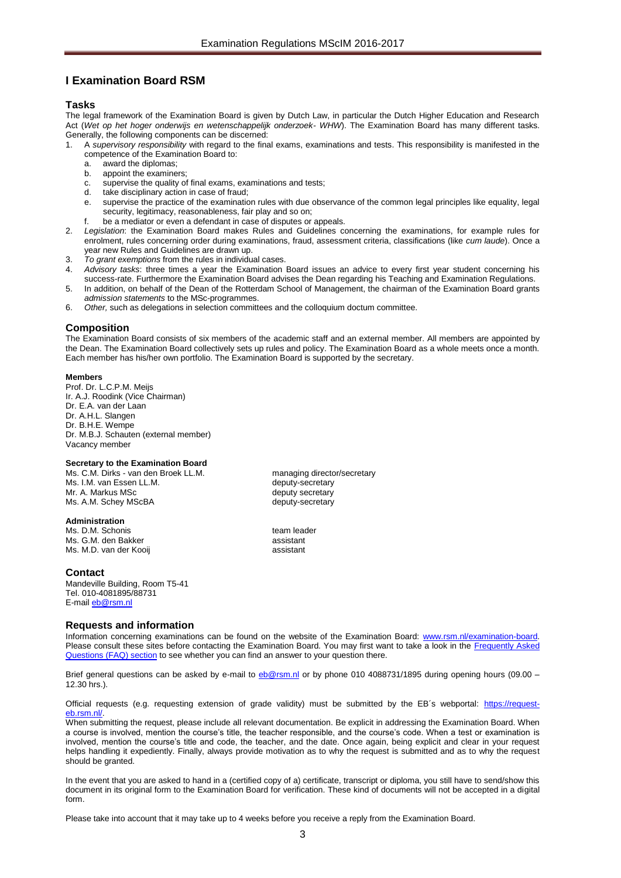# I Examination Board RSM

## Tasks

The legal framework of the Examination Board is given by Dutch Law, in particular the Dutch Higher Education and Research Act (*Wet op het hoger onderwijs en wetenschappelijk onderzoek- WHW*). The Examination Board has many different tasks. Generally, the following components can be discerned:

1. A *supervisory responsibility* with regard to the final exams, examinations and tests. This responsibility is manifested in the competence of the Examination Board to:
   a. award the diplomas;
   b. appoint the examiners;
   c. supervise the quality of final exams, examinations and tests;
   d. take disciplinary action in case of fraud;
   e. supervise the practice of the examination rules with due observance of the common legal principles like equality, legal security, legitimacy, reasonableness, fair play and so on;
   f. be a mediator or even a defendant in case of disputes or appeals.
2. *Legislation*: the Examination Board makes Rules and Guidelines concerning the examinations, for example rules for enrolment, rules concerning order during examinations, fraud, assessment criteria, classifications (like *cum laude*). Once a year new Rules and Guidelines are drawn up.
3. *To grant exemptions* from the rules in individual cases.
4. *Advisory tasks*: three times a year the Examination Board issues an advice to every first year student concerning his success-rate. Furthermore the Examination Board advises the Dean regarding his Teaching and Examination Regulations.
5. In addition, on behalf of the Dean of the Rotterdam School of Management, the chairman of the Examination Board grants *admission statements* to the MSc-programmes.
6. *Other,* such as delegations in selection committees and the colloquium doctum committee.

## Composition

The Examination Board consists of six members of the academic staff and an external member. All members are appointed by the Dean. The Examination Board collectively sets up rules and policy. The Examination Board as a whole meets once a month. Each member has his/her own portfolio. The Examination Board is supported by the secretary.

#### Members

Prof. Dr. L.C.P.M. Meijs
Ir. A.J. Roodink (Vice Chairman)
Dr. E.A. van der Laan
Dr. A.H.L. Slangen
Dr. B.H.E. Wempe
Dr. M.B.J. Schauten (external member)
Vacancy member

#### Secretary to the Examination Board

| | |
|---|---|
| Ms. C.M. Dirks - van den Broek LL.M. | managing director/secretary |
| Ms. I.M. van Essen LL.M. | deputy-secretary |
| Mr. A. Markus MSc | deputy secretary |
| Ms. A.M. Schey MScBA | deputy-secretary |

#### Administration

| | |
|---|---|
| Ms. D.M. Schonis | team leader |
| Ms. G.M. den Bakker | assistant |
| Ms. M.D. van der Kooij | assistant |

## Contact

Mandeville Building, Room T5-41
Tel. 010-4081895/88731
E-mail eb@rsm.nl

## Requests and information

Information concerning examinations can be found on the website of the Examination Board: www.rsm.nl/examination-board. Please consult these sites before contacting the Examination Board. You may first want to take a look in the Frequently Asked Questions (FAQ) section to see whether you can find an answer to your question there.

Brief general questions can be asked by e-mail to eb@rsm.nl or by phone 010 4088731/1895 during opening hours (09.00 – 12.30 hrs.).

Official requests (e.g. requesting extension of grade validity) must be submitted by the EB´s webportal: https://request-eb.rsm.nl/.

When submitting the request, please include all relevant documentation. Be explicit in addressing the Examination Board. When a course is involved, mention the course's title, the teacher responsible, and the course's code. When a test or examination is involved, mention the course's title and code, the teacher, and the date. Once again, being explicit and clear in your request helps handling it expediently. Finally, always provide motivation as to why the request is submitted and as to why the request should be granted.

In the event that you are asked to hand in a (certified copy of a) certificate, transcript or diploma, you still have to send/show this document in its original form to the Examination Board for verification. These kind of documents will not be accepted in a digital form.

Please take into account that it may take up to 4 weeks before you receive a reply from the Examination Board.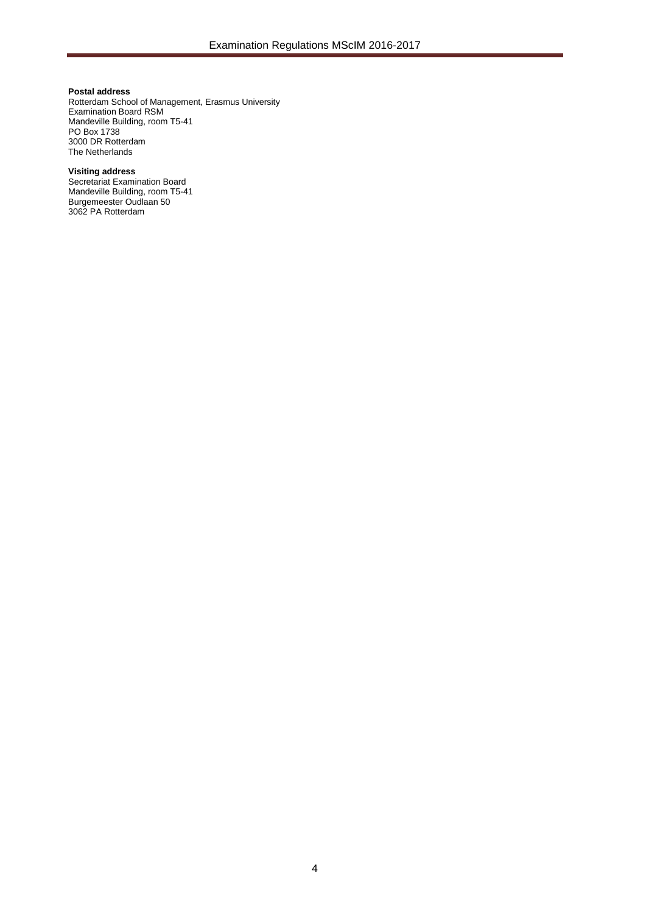**Postal address**
Rotterdam School of Management, Erasmus University
Examination Board RSM
Mandeville Building, room T5-41
PO Box 1738
3000 DR Rotterdam
The Netherlands

**Visiting address**
Secretariat Examination Board
Mandeville Building, room T5-41
Burgemeester Oudlaan 50
3062 PA Rotterdam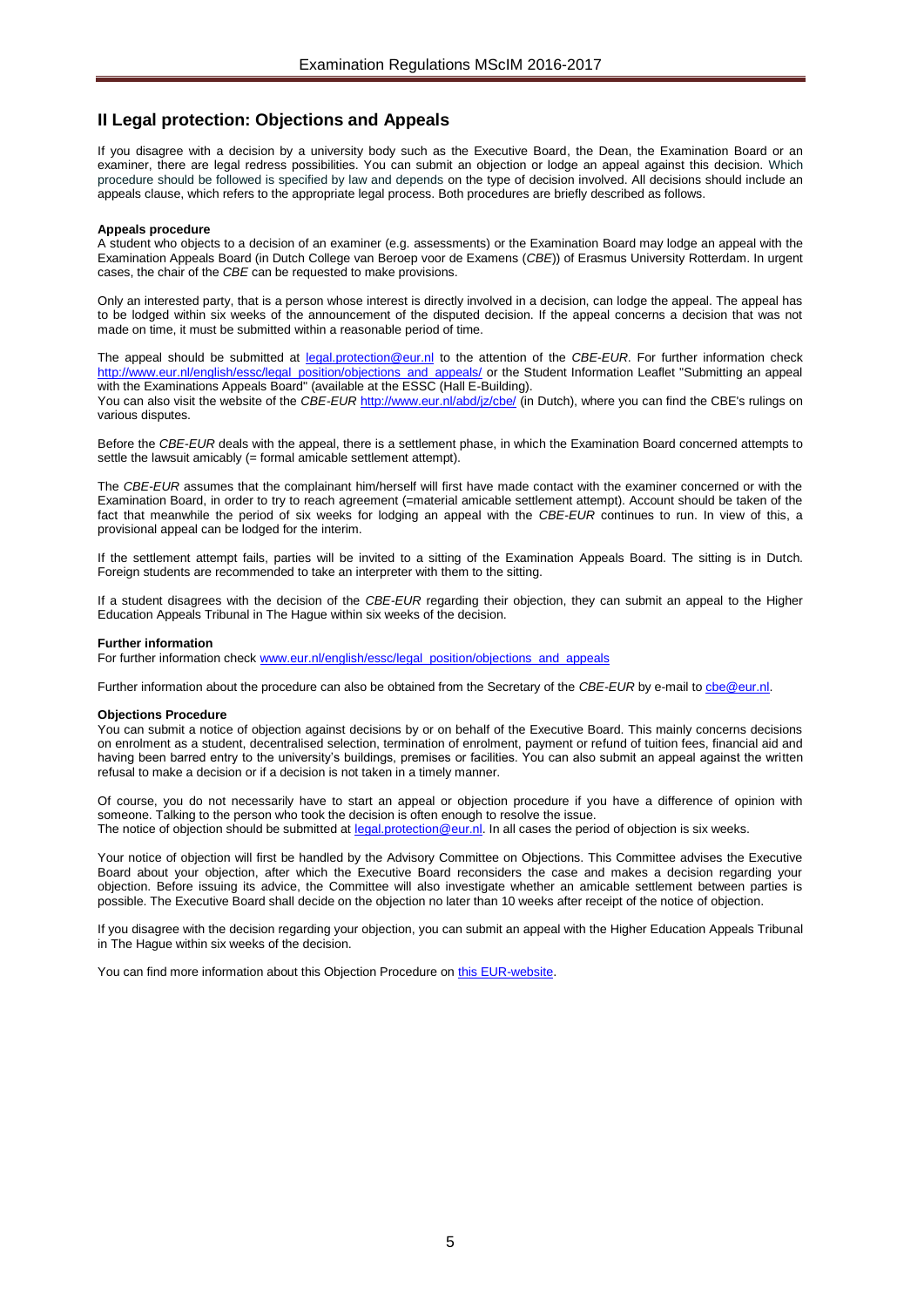## II Legal protection: Objections and Appeals

If you disagree with a decision by a university body such as the Executive Board, the Dean, the Examination Board or an examiner, there are legal redress possibilities. You can submit an objection or lodge an appeal against this decision. Which procedure should be followed is specified by law and depends on the type of decision involved. All decisions should include an appeals clause, which refers to the appropriate legal process. Both procedures are briefly described as follows.

**Appeals procedure**

A student who objects to a decision of an examiner (e.g. assessments) or the Examination Board may lodge an appeal with the Examination Appeals Board (in Dutch College van Beroep voor de Examens (*CBE*)) of Erasmus University Rotterdam. In urgent cases, the chair of the *CBE* can be requested to make provisions.

Only an interested party, that is a person whose interest is directly involved in a decision, can lodge the appeal. The appeal has to be lodged within six weeks of the announcement of the disputed decision. If the appeal concerns a decision that was not made on time, it must be submitted within a reasonable period of time.

The appeal should be submitted at [legal.protection@eur.nl](mailto:legal.protection@eur.nl) to the attention of the *CBE-EUR*. For further information check [http://www.eur.nl/english/essc/legal_position/objections_and_appeals/](http://www.eur.nl/english/essc/legal_position/objections_and_appeals/) or the Student Information Leaflet "Submitting an appeal with the Examinations Appeals Board" (available at the ESSC (Hall E-Building).
You can also visit the website of the *CBE-EUR* [http://www.eur.nl/abd/jz/cbe/](http://www.eur.nl/abd/jz/cbe/) (in Dutch), where you can find the CBE's rulings on various disputes.

Before the *CBE-EUR* deals with the appeal, there is a settlement phase, in which the Examination Board concerned attempts to settle the lawsuit amicably (= formal amicable settlement attempt).

The *CBE-EUR* assumes that the complainant him/herself will first have made contact with the examiner concerned or with the Examination Board, in order to try to reach agreement (=material amicable settlement attempt). Account should be taken of the fact that meanwhile the period of six weeks for lodging an appeal with the *CBE-EUR* continues to run. In view of this, a provisional appeal can be lodged for the interim.

If the settlement attempt fails, parties will be invited to a sitting of the Examination Appeals Board. The sitting is in Dutch. Foreign students are recommended to take an interpreter with them to the sitting.

If a student disagrees with the decision of the *CBE-EUR* regarding their objection, they can submit an appeal to the Higher Education Appeals Tribunal in The Hague within six weeks of the decision.

**Further information**

For further information check [www.eur.nl/english/essc/legal_position/objections_and_appeals](http://www.eur.nl/english/essc/legal_position/objections_and_appeals)

Further information about the procedure can also be obtained from the Secretary of the *CBE-EUR* by e-mail to [cbe@eur.nl](mailto:cbe@eur.nl).

**Objections Procedure**

You can submit a notice of objection against decisions by or on behalf of the Executive Board. This mainly concerns decisions on enrolment as a student, decentralised selection, termination of enrolment, payment or refund of tuition fees, financial aid and having been barred entry to the university's buildings, premises or facilities. You can also submit an appeal against the written refusal to make a decision or if a decision is not taken in a timely manner.

Of course, you do not necessarily have to start an appeal or objection procedure if you have a difference of opinion with someone. Talking to the person who took the decision is often enough to resolve the issue.
The notice of objection should be submitted at [legal.protection@eur.nl](mailto:legal.protection@eur.nl). In all cases the period of objection is six weeks.

Your notice of objection will first be handled by the Advisory Committee on Objections. This Committee advises the Executive Board about your objection, after which the Executive Board reconsiders the case and makes a decision regarding your objection. Before issuing its advice, the Committee will also investigate whether an amicable settlement between parties is possible. The Executive Board shall decide on the objection no later than 10 weeks after receipt of the notice of objection.

If you disagree with the decision regarding your objection, you can submit an appeal with the Higher Education Appeals Tribunal in The Hague within six weeks of the decision.

You can find more information about this Objection Procedure on this EUR-website.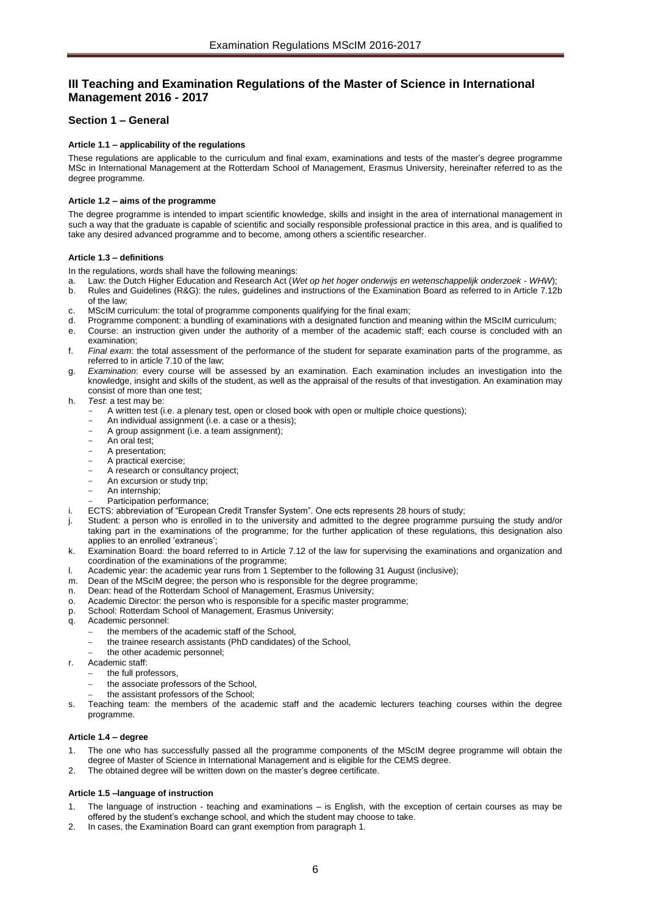# III Teaching and Examination Regulations of the Master of Science in International Management 2016 - 2017

## Section 1 – General

#### Article 1.1 – applicability of the regulations

These regulations are applicable to the curriculum and final exam, examinations and tests of the master's degree programme MSc in International Management at the Rotterdam School of Management, Erasmus University, hereinafter referred to as the degree programme.

#### Article 1.2 – aims of the programme

The degree programme is intended to impart scientific knowledge, skills and insight in the area of international management in such a way that the graduate is capable of scientific and socially responsible professional practice in this area, and is qualified to take any desired advanced programme and to become, among others a scientific researcher.

#### Article 1.3 – definitions

In the regulations, words shall have the following meanings:

a. Law: the Dutch Higher Education and Research Act (*Wet op het hoger onderwijs en wetenschappelijk onderzoek - WHW*);
b. Rules and Guidelines (R&G): the rules, guidelines and instructions of the Examination Board as referred to in Article 7.12b of the law;
c. MScIM curriculum: the total of programme components qualifying for the final exam;
d. Programme component: a bundling of examinations with a designated function and meaning within the MScIM curriculum;
e. Course: an instruction given under the authority of a member of the academic staff; each course is concluded with an examination;
f. *Final exam*: the total assessment of the performance of the student for separate examination parts of the programme, as referred to in article 7.10 of the law;
g. *Examination*: every course will be assessed by an examination. Each examination includes an investigation into the knowledge, insight and skills of the student, as well as the appraisal of the results of that investigation. An examination may consist of more than one test;
h. *Test*: a test may be:
   - A written test (i.e. a plenary test, open or closed book with open or multiple choice questions);
   - An individual assignment (i.e. a case or a thesis);
   - A group assignment (i.e. a team assignment);
   - An oral test;
   - A presentation;
   - A practical exercise;
   - A research or consultancy project;
   - An excursion or study trip;
   - An internship;
   - Participation performance;
i. ECTS: abbreviation of "European Credit Transfer System". One ects represents 28 hours of study;
j. Student: a person who is enrolled in to the university and admitted to the degree programme pursuing the study and/or taking part in the examinations of the programme; for the further application of these regulations, this designation also applies to an enrolled 'extraneus';
k. Examination Board: the board referred to in Article 7.12 of the law for supervising the examinations and organization and coordination of the examinations of the programme;
l. Academic year: the academic year runs from 1 September to the following 31 August (inclusive);
m. Dean of the MScIM degree; the person who is responsible for the degree programme;
n. Dean: head of the Rotterdam School of Management, Erasmus University;
o. Academic Director: the person who is responsible for a specific master programme;
p. School: Rotterdam School of Management, Erasmus University;
q. Academic personnel:
   - the members of the academic staff of the School,
   - the trainee research assistants (PhD candidates) of the School,
   - the other academic personnel;
r. Academic staff:
   - the full professors,
   - the associate professors of the School,
   - the assistant professors of the School;
s. Teaching team: the members of the academic staff and the academic lecturers teaching courses within the degree programme.

#### Article 1.4 – degree

1. The one who has successfully passed all the programme components of the MScIM degree programme will obtain the degree of Master of Science in International Management and is eligible for the CEMS degree.
2. The obtained degree will be written down on the master's degree certificate.

#### Article 1.5 –language of instruction

1. The language of instruction - teaching and examinations – is English, with the exception of certain courses as may be offered by the student's exchange school, and which the student may choose to take.
2. In cases, the Examination Board can grant exemption from paragraph 1.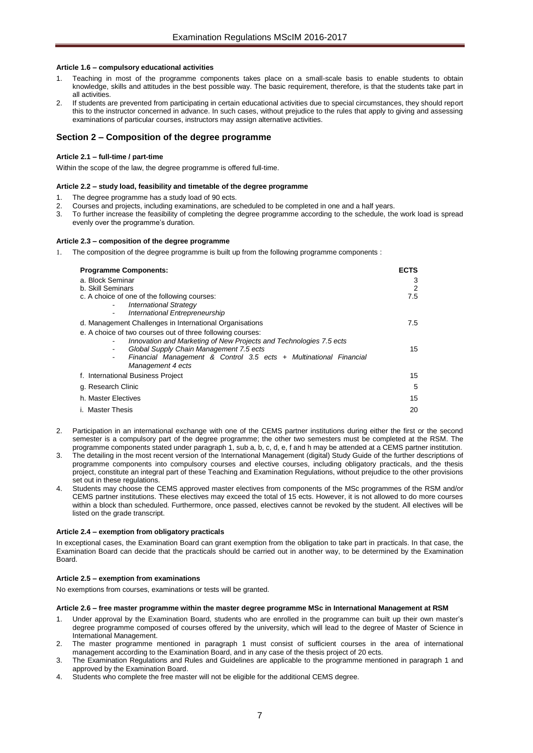#### Article 1.6 – compulsory educational activities

1. Teaching in most of the programme components takes place on a small-scale basis to enable students to obtain knowledge, skills and attitudes in the best possible way. The basic requirement, therefore, is that the students take part in all activities.
2. If students are prevented from participating in certain educational activities due to special circumstances, they should report this to the instructor concerned in advance. In such cases, without prejudice to the rules that apply to giving and assessing examinations of particular courses, instructors may assign alternative activities.

## Section 2 – Composition of the degree programme

#### Article 2.1 – full-time / part-time

Within the scope of the law, the degree programme is offered full-time.

#### Article 2.2 – study load, feasibility and timetable of the degree programme

1. The degree programme has a study load of 90 ects.
2. Courses and projects, including examinations, are scheduled to be completed in one and a half years.
3. To further increase the feasibility of completing the degree programme according to the schedule, the work load is spread evenly over the programme's duration.

#### Article 2.3 – composition of the degree programme

1. The composition of the degree programme is built up from the following programme components :

| Programme Components: | ECTS |
|---|---|
| a. Block Seminar | 3 |
| b. Skill Seminars | 2 |
| c. A choice of one of the following courses:<br>- *International Strategy*<br>- *International Entrepreneurship* | 7.5 |
| d. Management Challenges in International Organisations | 7.5 |
| e. A choice of two courses out of three following courses:<br>- *Innovation and Marketing of New Projects and Technologies 7.5 ects*<br>- *Global Supply Chain Management 7.5 ects*<br>- *Financial Management & Control 3.5 ects + Multinational Financial Management 4 ects* | 15 |
| f. International Business Project | 15 |
| g. Research Clinic | 5 |
| h. Master Electives | 15 |
| i. Master Thesis | 20 |

2. Participation in an international exchange with one of the CEMS partner institutions during either the first or the second semester is a compulsory part of the degree programme; the other two semesters must be completed at the RSM. The programme components stated under paragraph 1, sub a, b, c, d, e, f and h may be attended at a CEMS partner institution.
3. The detailing in the most recent version of the International Management (digital) Study Guide of the further descriptions of programme components into compulsory courses and elective courses, including obligatory practicals, and the thesis project, constitute an integral part of these Teaching and Examination Regulations, without prejudice to the other provisions set out in these regulations.
4. Students may choose the CEMS approved master electives from components of the MSc programmes of the RSM and/or CEMS partner institutions. These electives may exceed the total of 15 ects. However, it is not allowed to do more courses within a block than scheduled. Furthermore, once passed, electives cannot be revoked by the student. All electives will be listed on the grade transcript.

#### Article 2.4 – exemption from obligatory practicals

In exceptional cases, the Examination Board can grant exemption from the obligation to take part in practicals. In that case, the Examination Board can decide that the practicals should be carried out in another way, to be determined by the Examination Board.

#### Article 2.5 – exemption from examinations

No exemptions from courses, examinations or tests will be granted.

#### Article 2.6 – free master programme within the master degree programme MSc in International Management at RSM

1. Under approval by the Examination Board, students who are enrolled in the programme can built up their own master's degree programme composed of courses offered by the university, which will lead to the degree of Master of Science in International Management.
2. The master programme mentioned in paragraph 1 must consist of sufficient courses in the area of international management according to the Examination Board, and in any case of the thesis project of 20 ects.
3. The Examination Regulations and Rules and Guidelines are applicable to the programme mentioned in paragraph 1 and approved by the Examination Board.
4. Students who complete the free master will not be eligible for the additional CEMS degree.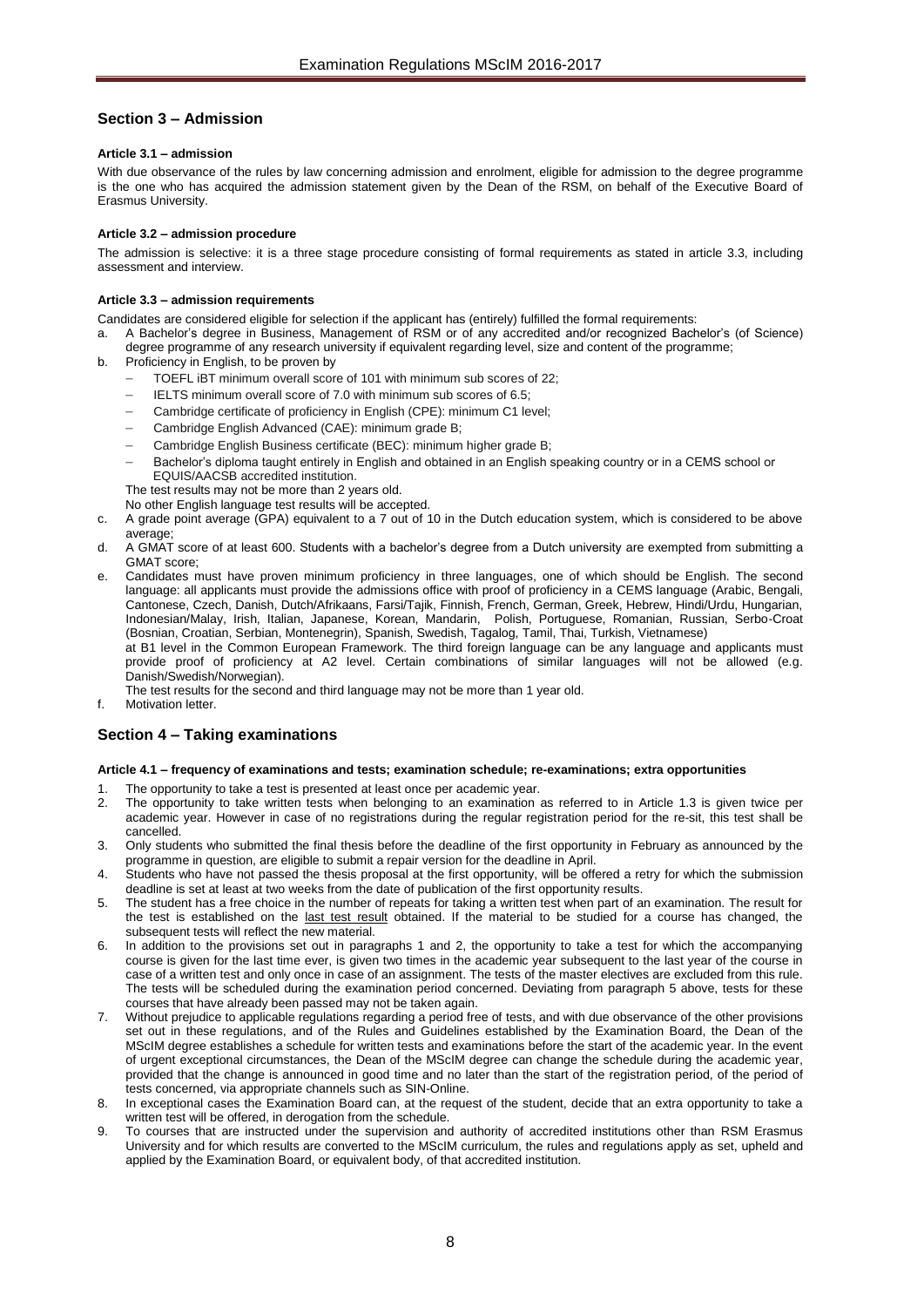## Section 3 – Admission

#### Article 3.1 – admission

With due observance of the rules by law concerning admission and enrolment, eligible for admission to the degree programme is the one who has acquired the admission statement given by the Dean of the RSM, on behalf of the Executive Board of Erasmus University.

#### Article 3.2 – admission procedure

The admission is selective: it is a three stage procedure consisting of formal requirements as stated in article 3.3, including assessment and interview.

#### Article 3.3 – admission requirements

Candidates are considered eligible for selection if the applicant has (entirely) fulfilled the formal requirements:

a. A Bachelor's degree in Business, Management of RSM or of any accredited and/or recognized Bachelor's (of Science) degree programme of any research university if equivalent regarding level, size and content of the programme;
b. Proficiency in English, to be proven by
   - TOEFL iBT minimum overall score of 101 with minimum sub scores of 22;
   - IELTS minimum overall score of 7.0 with minimum sub scores of 6.5;
   - Cambridge certificate of proficiency in English (CPE): minimum C1 level;
   - Cambridge English Advanced (CAE): minimum grade B;
   - Cambridge English Business certificate (BEC): minimum higher grade B;
   - Bachelor's diploma taught entirely in English and obtained in an English speaking country or in a CEMS school or EQUIS/AACSB accredited institution.

   The test results may not be more than 2 years old.
   No other English language test results will be accepted.
c. A grade point average (GPA) equivalent to a 7 out of 10 in the Dutch education system, which is considered to be above average;
d. A GMAT score of at least 600. Students with a bachelor's degree from a Dutch university are exempted from submitting a GMAT score;
e. Candidates must have proven minimum proficiency in three languages, one of which should be English. The second language: all applicants must provide the admissions office with proof of proficiency in a CEMS language (Arabic, Bengali, Cantonese, Czech, Danish, Dutch/Afrikaans, Farsi/Tajik, Finnish, French, German, Greek, Hebrew, Hindi/Urdu, Hungarian, Indonesian/Malay, Irish, Italian, Japanese, Korean, Mandarin, Polish, Portuguese, Romanian, Russian, Serbo-Croat (Bosnian, Croatian, Serbian, Montenegrin), Spanish, Swedish, Tagalog, Tamil, Thai, Turkish, Vietnamese) at B1 level in the Common European Framework. The third foreign language can be any language and applicants must provide proof of proficiency at A2 level. Certain combinations of similar languages will not be allowed (e.g. Danish/Swedish/Norwegian).

   The test results for the second and third language may not be more than 1 year old.
f. Motivation letter.

## Section 4 – Taking examinations

#### Article 4.1 – frequency of examinations and tests; examination schedule; re-examinations; extra opportunities

1. The opportunity to take a test is presented at least once per academic year.
2. The opportunity to take written tests when belonging to an examination as referred to in Article 1.3 is given twice per academic year. However in case of no registrations during the regular registration period for the re-sit, this test shall be cancelled.
3. Only students who submitted the final thesis before the deadline of the first opportunity in February as announced by the programme in question, are eligible to submit a repair version for the deadline in April.
4. Students who have not passed the thesis proposal at the first opportunity, will be offered a retry for which the submission deadline is set at least at two weeks from the date of publication of the first opportunity results.
5. The student has a free choice in the number of repeats for taking a written test when part of an examination. The result for the test is established on the last test result obtained. If the material to be studied for a course has changed, the subsequent tests will reflect the new material.
6. In addition to the provisions set out in paragraphs 1 and 2, the opportunity to take a test for which the accompanying course is given for the last time ever, is given two times in the academic year subsequent to the last year of the course in case of a written test and only once in case of an assignment. The tests of the master electives are excluded from this rule. The tests will be scheduled during the examination period concerned. Deviating from paragraph 5 above, tests for these courses that have already been passed may not be taken again.
7. Without prejudice to applicable regulations regarding a period free of tests, and with due observance of the other provisions set out in these regulations, and of the Rules and Guidelines established by the Examination Board, the Dean of the MScIM degree establishes a schedule for written tests and examinations before the start of the academic year. In the event of urgent exceptional circumstances, the Dean of the MScIM degree can change the schedule during the academic year, provided that the change is announced in good time and no later than the start of the registration period, of the period of tests concerned, via appropriate channels such as SIN-Online.
8. In exceptional cases the Examination Board can, at the request of the student, decide that an extra opportunity to take a written test will be offered, in derogation from the schedule.
9. To courses that are instructed under the supervision and authority of accredited institutions other than RSM Erasmus University and for which results are converted to the MScIM curriculum, the rules and regulations apply as set, upheld and applied by the Examination Board, or equivalent body, of that accredited institution.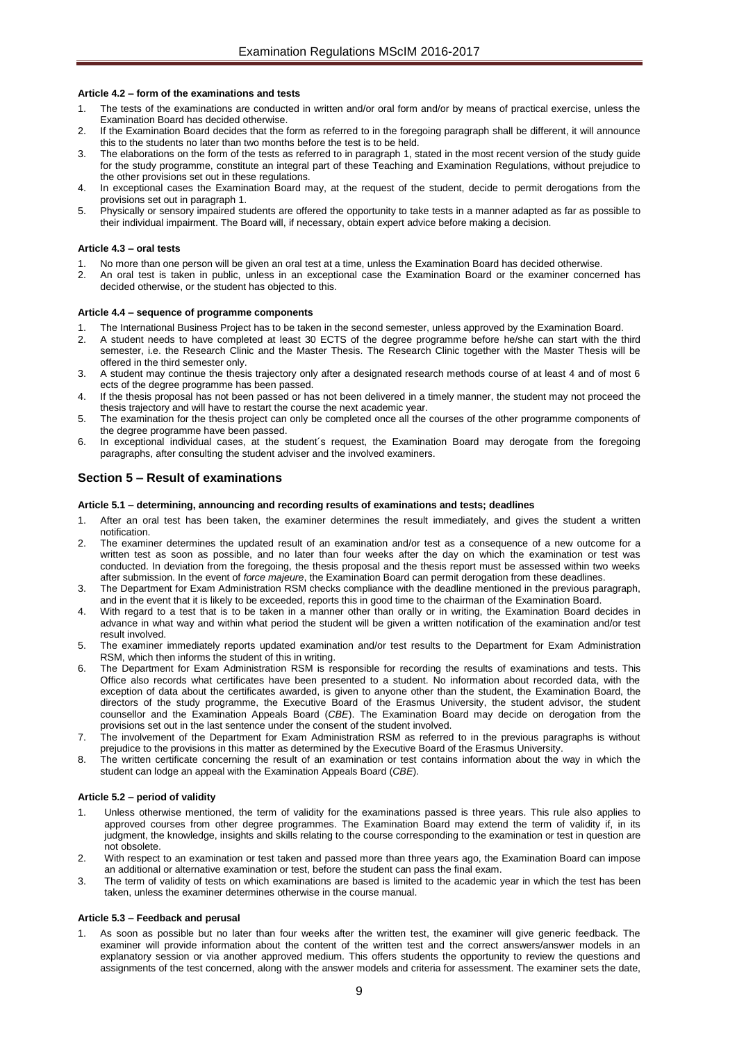#### Article 4.2 – form of the examinations and tests

1. The tests of the examinations are conducted in written and/or oral form and/or by means of practical exercise, unless the Examination Board has decided otherwise.
2. If the Examination Board decides that the form as referred to in the foregoing paragraph shall be different, it will announce this to the students no later than two months before the test is to be held.
3. The elaborations on the form of the tests as referred to in paragraph 1, stated in the most recent version of the study guide for the study programme, constitute an integral part of these Teaching and Examination Regulations, without prejudice to the other provisions set out in these regulations.
4. In exceptional cases the Examination Board may, at the request of the student, decide to permit derogations from the provisions set out in paragraph 1.
5. Physically or sensory impaired students are offered the opportunity to take tests in a manner adapted as far as possible to their individual impairment. The Board will, if necessary, obtain expert advice before making a decision.

#### Article 4.3 – oral tests

1. No more than one person will be given an oral test at a time, unless the Examination Board has decided otherwise.
2. An oral test is taken in public, unless in an exceptional case the Examination Board or the examiner concerned has decided otherwise, or the student has objected to this.

#### Article 4.4 – sequence of programme components

1. The International Business Project has to be taken in the second semester, unless approved by the Examination Board.
2. A student needs to have completed at least 30 ECTS of the degree programme before he/she can start with the third semester, i.e. the Research Clinic and the Master Thesis. The Research Clinic together with the Master Thesis will be offered in the third semester only.
3. A student may continue the thesis trajectory only after a designated research methods course of at least 4 and of most 6 ects of the degree programme has been passed.
4. If the thesis proposal has not been passed or has not been delivered in a timely manner, the student may not proceed the thesis trajectory and will have to restart the course the next academic year.
5. The examination for the thesis project can only be completed once all the courses of the other programme components of the degree programme have been passed.
6. In exceptional individual cases, at the student´s request, the Examination Board may derogate from the foregoing paragraphs, after consulting the student adviser and the involved examiners.

## Section 5 – Result of examinations

#### Article 5.1 – determining, announcing and recording results of examinations and tests; deadlines

1. After an oral test has been taken, the examiner determines the result immediately, and gives the student a written notification.
2. The examiner determines the updated result of an examination and/or test as a consequence of a new outcome for a written test as soon as possible, and no later than four weeks after the day on which the examination or test was conducted. In deviation from the foregoing, the thesis proposal and the thesis report must be assessed within two weeks after submission. In the event of *force majeure*, the Examination Board can permit derogation from these deadlines.
3. The Department for Exam Administration RSM checks compliance with the deadline mentioned in the previous paragraph, and in the event that it is likely to be exceeded, reports this in good time to the chairman of the Examination Board.
4. With regard to a test that is to be taken in a manner other than orally or in writing, the Examination Board decides in advance in what way and within what period the student will be given a written notification of the examination and/or test result involved.
5. The examiner immediately reports updated examination and/or test results to the Department for Exam Administration RSM, which then informs the student of this in writing.
6. The Department for Exam Administration RSM is responsible for recording the results of examinations and tests. This Office also records what certificates have been presented to a student. No information about recorded data, with the exception of data about the certificates awarded, is given to anyone other than the student, the Examination Board, the directors of the study programme, the Executive Board of the Erasmus University, the student advisor, the student counsellor and the Examination Appeals Board (*CBE*). The Examination Board may decide on derogation from the provisions set out in the last sentence under the consent of the student involved.
7. The involvement of the Department for Exam Administration RSM as referred to in the previous paragraphs is without prejudice to the provisions in this matter as determined by the Executive Board of the Erasmus University.
8. The written certificate concerning the result of an examination or test contains information about the way in which the student can lodge an appeal with the Examination Appeals Board (*CBE*).

#### Article 5.2 – period of validity

1. Unless otherwise mentioned, the term of validity for the examinations passed is three years. This rule also applies to approved courses from other degree programmes. The Examination Board may extend the term of validity if, in its judgment, the knowledge, insights and skills relating to the course corresponding to the examination or test in question are not obsolete.
2. With respect to an examination or test taken and passed more than three years ago, the Examination Board can impose an additional or alternative examination or test, before the student can pass the final exam.
3. The term of validity of tests on which examinations are based is limited to the academic year in which the test has been taken, unless the examiner determines otherwise in the course manual.

#### Article 5.3 – Feedback and perusal

1. As soon as possible but no later than four weeks after the written test, the examiner will give generic feedback. The examiner will provide information about the content of the written test and the correct answers/answer models in an explanatory session or via another approved medium. This offers students the opportunity to review the questions and assignments of the test concerned, along with the answer models and criteria for assessment. The examiner sets the date,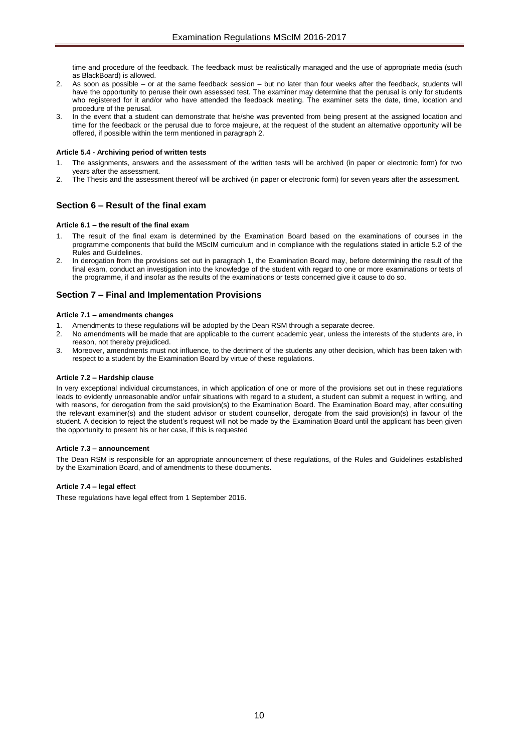time and procedure of the feedback. The feedback must be realistically managed and the use of appropriate media (such as BlackBoard) is allowed.

2. As soon as possible – or at the same feedback session – but no later than four weeks after the feedback, students will have the opportunity to peruse their own assessed test. The examiner may determine that the perusal is only for students who registered for it and/or who have attended the feedback meeting. The examiner sets the date, time, location and procedure of the perusal.
3. In the event that a student can demonstrate that he/she was prevented from being present at the assigned location and time for the feedback or the perusal due to force majeure, at the request of the student an alternative opportunity will be offered, if possible within the term mentioned in paragraph 2.

#### Article 5.4 - Archiving period of written tests

1. The assignments, answers and the assessment of the written tests will be archived (in paper or electronic form) for two years after the assessment.
2. The Thesis and the assessment thereof will be archived (in paper or electronic form) for seven years after the assessment.

## Section 6 – Result of the final exam

#### Article 6.1 – the result of the final exam

1. The result of the final exam is determined by the Examination Board based on the examinations of courses in the programme components that build the MScIM curriculum and in compliance with the regulations stated in article 5.2 of the Rules and Guidelines.
2. In derogation from the provisions set out in paragraph 1, the Examination Board may, before determining the result of the final exam, conduct an investigation into the knowledge of the student with regard to one or more examinations or tests of the programme, if and insofar as the results of the examinations or tests concerned give it cause to do so.

## Section 7 – Final and Implementation Provisions

#### Article 7.1 – amendments changes

1. Amendments to these regulations will be adopted by the Dean RSM through a separate decree.
2. No amendments will be made that are applicable to the current academic year, unless the interests of the students are, in reason, not thereby prejudiced.
3. Moreover, amendments must not influence, to the detriment of the students any other decision, which has been taken with respect to a student by the Examination Board by virtue of these regulations.

#### Article 7.2 – Hardship clause

In very exceptional individual circumstances, in which application of one or more of the provisions set out in these regulations leads to evidently unreasonable and/or unfair situations with regard to a student, a student can submit a request in writing, and with reasons, for derogation from the said provision(s) to the Examination Board. The Examination Board may, after consulting the relevant examiner(s) and the student advisor or student counsellor, derogate from the said provision(s) in favour of the student. A decision to reject the student's request will not be made by the Examination Board until the applicant has been given the opportunity to present his or her case, if this is requested

#### Article 7.3 – announcement

The Dean RSM is responsible for an appropriate announcement of these regulations, of the Rules and Guidelines established by the Examination Board, and of amendments to these documents.

#### Article 7.4 – legal effect

These regulations have legal effect from 1 September 2016.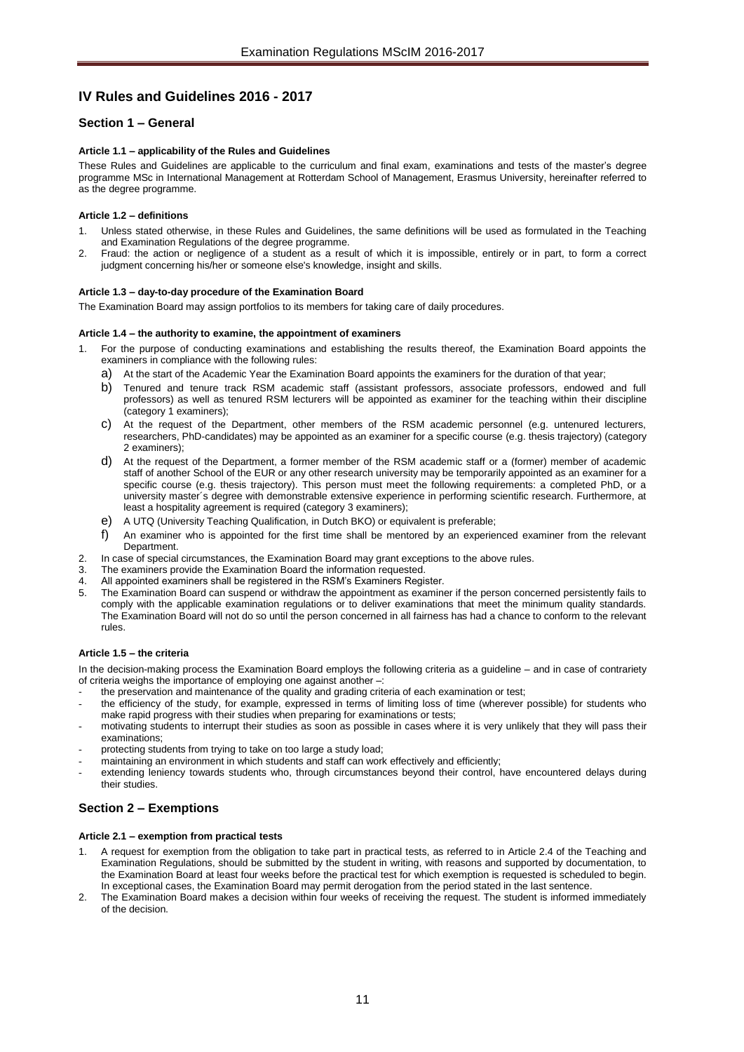# IV Rules and Guidelines 2016 - 2017

## Section 1 – General

#### Article 1.1 – applicability of the Rules and Guidelines

These Rules and Guidelines are applicable to the curriculum and final exam, examinations and tests of the master's degree programme MSc in International Management at Rotterdam School of Management, Erasmus University, hereinafter referred to as the degree programme.

#### Article 1.2 – definitions

1. Unless stated otherwise, in these Rules and Guidelines, the same definitions will be used as formulated in the Teaching and Examination Regulations of the degree programme.
2. Fraud: the action or negligence of a student as a result of which it is impossible, entirely or in part, to form a correct judgment concerning his/her or someone else's knowledge, insight and skills.

#### Article 1.3 – day-to-day procedure of the Examination Board

The Examination Board may assign portfolios to its members for taking care of daily procedures.

#### Article 1.4 – the authority to examine, the appointment of examiners

1. For the purpose of conducting examinations and establishing the results thereof, the Examination Board appoints the examiners in compliance with the following rules:
   a) At the start of the Academic Year the Examination Board appoints the examiners for the duration of that year;
   b) Tenured and tenure track RSM academic staff (assistant professors, associate professors, endowed and full professors) as well as tenured RSM lecturers will be appointed as examiner for the teaching within their discipline (category 1 examiners);
   c) At the request of the Department, other members of the RSM academic personnel (e.g. untenured lecturers, researchers, PhD-candidates) may be appointed as an examiner for a specific course (e.g. thesis trajectory) (category 2 examiners);
   d) At the request of the Department, a former member of the RSM academic staff or a (former) member of academic staff of another School of the EUR or any other research university may be temporarily appointed as an examiner for a specific course (e.g. thesis trajectory). This person must meet the following requirements: a completed PhD, or a university master´s degree with demonstrable extensive experience in performing scientific research. Furthermore, at least a hospitality agreement is required (category 3 examiners);
   e) A UTQ (University Teaching Qualification, in Dutch BKO) or equivalent is preferable;
   f) An examiner who is appointed for the first time shall be mentored by an experienced examiner from the relevant Department.
2. In case of special circumstances, the Examination Board may grant exceptions to the above rules.
3. The examiners provide the Examination Board the information requested.
4. All appointed examiners shall be registered in the RSM's Examiners Register.
5. The Examination Board can suspend or withdraw the appointment as examiner if the person concerned persistently fails to comply with the applicable examination regulations or to deliver examinations that meet the minimum quality standards. The Examination Board will not do so until the person concerned in all fairness has had a chance to conform to the relevant rules.

#### Article 1.5 – the criteria

In the decision-making process the Examination Board employs the following criteria as a guideline – and in case of contrariety of criteria weighs the importance of employing one against another –:

- the preservation and maintenance of the quality and grading criteria of each examination or test;
- the efficiency of the study, for example, expressed in terms of limiting loss of time (wherever possible) for students who make rapid progress with their studies when preparing for examinations or tests;
- motivating students to interrupt their studies as soon as possible in cases where it is very unlikely that they will pass their examinations;
- protecting students from trying to take on too large a study load;
- maintaining an environment in which students and staff can work effectively and efficiently;
- extending leniency towards students who, through circumstances beyond their control, have encountered delays during their studies.

## Section 2 – Exemptions

#### Article 2.1 – exemption from practical tests

1. A request for exemption from the obligation to take part in practical tests, as referred to in Article 2.4 of the Teaching and Examination Regulations, should be submitted by the student in writing, with reasons and supported by documentation, to the Examination Board at least four weeks before the practical test for which exemption is requested is scheduled to begin. In exceptional cases, the Examination Board may permit derogation from the period stated in the last sentence.
2. The Examination Board makes a decision within four weeks of receiving the request. The student is informed immediately of the decision.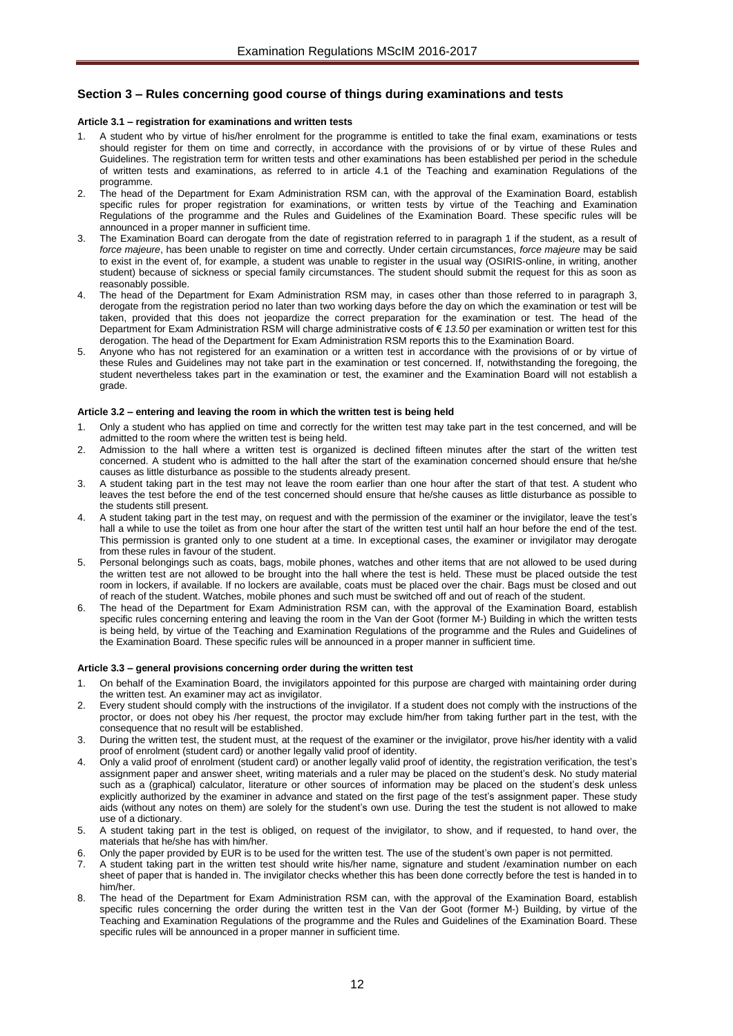## Section 3 – Rules concerning good course of things during examinations and tests

### Article 3.1 – registration for examinations and written tests

1. A student who by virtue of his/her enrolment for the programme is entitled to take the final exam, examinations or tests should register for them on time and correctly, in accordance with the provisions of or by virtue of these Rules and Guidelines. The registration term for written tests and other examinations has been established per period in the schedule of written tests and examinations, as referred to in article 4.1 of the Teaching and examination Regulations of the programme.
2. The head of the Department for Exam Administration RSM can, with the approval of the Examination Board, establish specific rules for proper registration for examinations, or written tests by virtue of the Teaching and Examination Regulations of the programme and the Rules and Guidelines of the Examination Board. These specific rules will be announced in a proper manner in sufficient time.
3. The Examination Board can derogate from the date of registration referred to in paragraph 1 if the student, as a result of *force majeure*, has been unable to register on time and correctly. Under certain circumstances, *force majeure* may be said to exist in the event of, for example, a student was unable to register in the usual way (OSIRIS-online, in writing, another student) because of sickness or special family circumstances. The student should submit the request for this as soon as reasonably possible.
4. The head of the Department for Exam Administration RSM may, in cases other than those referred to in paragraph 3, derogate from the registration period no later than two working days before the day on which the examination or test will be taken, provided that this does not jeopardize the correct preparation for the examination or test. The head of the Department for Exam Administration RSM will charge administrative costs of € *13.50* per examination or written test for this derogation. The head of the Department for Exam Administration RSM reports this to the Examination Board.
5. Anyone who has not registered for an examination or a written test in accordance with the provisions of or by virtue of these Rules and Guidelines may not take part in the examination or test concerned. If, notwithstanding the foregoing, the student nevertheless takes part in the examination or test, the examiner and the Examination Board will not establish a grade.

### Article 3.2 – entering and leaving the room in which the written test is being held

1. Only a student who has applied on time and correctly for the written test may take part in the test concerned, and will be admitted to the room where the written test is being held.
2. Admission to the hall where a written test is organized is declined fifteen minutes after the start of the written test concerned. A student who is admitted to the hall after the start of the examination concerned should ensure that he/she causes as little disturbance as possible to the students already present.
3. A student taking part in the test may not leave the room earlier than one hour after the start of that test. A student who leaves the test before the end of the test concerned should ensure that he/she causes as little disturbance as possible to the students still present.
4. A student taking part in the test may, on request and with the permission of the examiner or the invigilator, leave the test's hall a while to use the toilet as from one hour after the start of the written test until half an hour before the end of the test. This permission is granted only to one student at a time. In exceptional cases, the examiner or invigilator may derogate from these rules in favour of the student.
5. Personal belongings such as coats, bags, mobile phones, watches and other items that are not allowed to be used during the written test are not allowed to be brought into the hall where the test is held. These must be placed outside the test room in lockers, if available. If no lockers are available, coats must be placed over the chair. Bags must be closed and out of reach of the student. Watches, mobile phones and such must be switched off and out of reach of the student.
6. The head of the Department for Exam Administration RSM can, with the approval of the Examination Board, establish specific rules concerning entering and leaving the room in the Van der Goot (former M-) Building in which the written tests is being held, by virtue of the Teaching and Examination Regulations of the programme and the Rules and Guidelines of the Examination Board. These specific rules will be announced in a proper manner in sufficient time.

### Article 3.3 – general provisions concerning order during the written test

1. On behalf of the Examination Board, the invigilators appointed for this purpose are charged with maintaining order during the written test. An examiner may act as invigilator.
2. Every student should comply with the instructions of the invigilator. If a student does not comply with the instructions of the proctor, or does not obey his /her request, the proctor may exclude him/her from taking further part in the test, with the consequence that no result will be established.
3. During the written test, the student must, at the request of the examiner or the invigilator, prove his/her identity with a valid proof of enrolment (student card) or another legally valid proof of identity.
4. Only a valid proof of enrolment (student card) or another legally valid proof of identity, the registration verification, the test's assignment paper and answer sheet, writing materials and a ruler may be placed on the student's desk. No study material such as a (graphical) calculator, literature or other sources of information may be placed on the student's desk unless explicitly authorized by the examiner in advance and stated on the first page of the test's assignment paper. These study aids (without any notes on them) are solely for the student's own use. During the test the student is not allowed to make use of a dictionary.
5. A student taking part in the test is obliged, on request of the invigilator, to show, and if requested, to hand over, the materials that he/she has with him/her.
6. Only the paper provided by EUR is to be used for the written test. The use of the student's own paper is not permitted.
7. A student taking part in the written test should write his/her name, signature and student /examination number on each sheet of paper that is handed in. The invigilator checks whether this has been done correctly before the test is handed in to him/her.
8. The head of the Department for Exam Administration RSM can, with the approval of the Examination Board, establish specific rules concerning the order during the written test in the Van der Goot (former M-) Building, by virtue of the Teaching and Examination Regulations of the programme and the Rules and Guidelines of the Examination Board. These specific rules will be announced in a proper manner in sufficient time.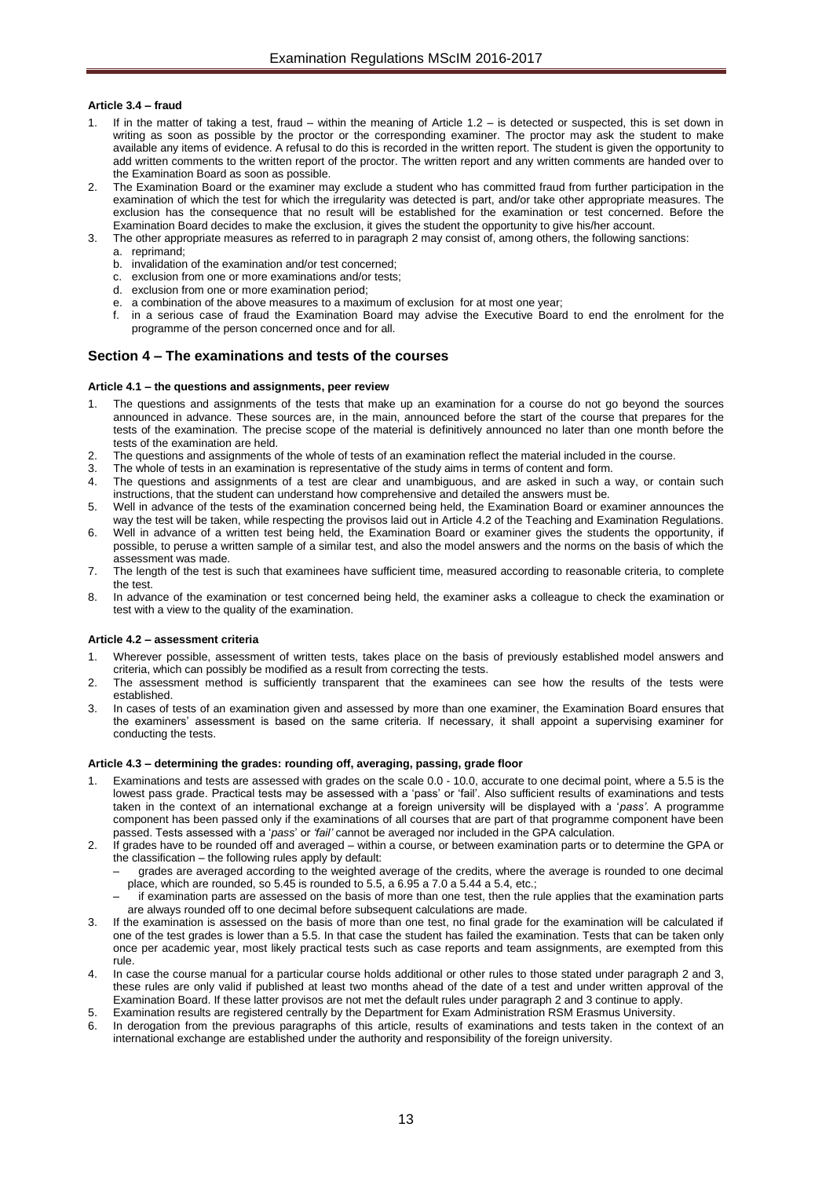#### Article 3.4 – fraud

1. If in the matter of taking a test, fraud – within the meaning of Article 1.2 – is detected or suspected, this is set down in writing as soon as possible by the proctor or the corresponding examiner. The proctor may ask the student to make available any items of evidence. A refusal to do this is recorded in the written report. The student is given the opportunity to add written comments to the written report of the proctor. The written report and any written comments are handed over to the Examination Board as soon as possible.
2. The Examination Board or the examiner may exclude a student who has committed fraud from further participation in the examination of which the test for which the irregularity was detected is part, and/or take other appropriate measures. The exclusion has the consequence that no result will be established for the examination or test concerned. Before the Examination Board decides to make the exclusion, it gives the student the opportunity to give his/her account.
3. The other appropriate measures as referred to in paragraph 2 may consist of, among others, the following sanctions:
   a. reprimand;
   b. invalidation of the examination and/or test concerned;
   c. exclusion from one or more examinations and/or tests;
   d. exclusion from one or more examination period;
   e. a combination of the above measures to a maximum of exclusion for at most one year;
   f. in a serious case of fraud the Examination Board may advise the Executive Board to end the enrolment for the programme of the person concerned once and for all.

## Section 4 – The examinations and tests of the courses

#### Article 4.1 – the questions and assignments, peer review

1. The questions and assignments of the tests that make up an examination for a course do not go beyond the sources announced in advance. These sources are, in the main, announced before the start of the course that prepares for the tests of the examination. The precise scope of the material is definitively announced no later than one month before the tests of the examination are held.
2. The questions and assignments of the whole of tests of an examination reflect the material included in the course.
3. The whole of tests in an examination is representative of the study aims in terms of content and form.
4. The questions and assignments of a test are clear and unambiguous, and are asked in such a way, or contain such instructions, that the student can understand how comprehensive and detailed the answers must be.
5. Well in advance of the tests of the examination concerned being held, the Examination Board or examiner announces the way the test will be taken, while respecting the provisos laid out in Article 4.2 of the Teaching and Examination Regulations.
6. Well in advance of a written test being held, the Examination Board or examiner gives the students the opportunity, if possible, to peruse a written sample of a similar test, and also the model answers and the norms on the basis of which the assessment was made.
7. The length of the test is such that examinees have sufficient time, measured according to reasonable criteria, to complete the test.
8. In advance of the examination or test concerned being held, the examiner asks a colleague to check the examination or test with a view to the quality of the examination.

#### Article 4.2 – assessment criteria

1. Wherever possible, assessment of written tests, takes place on the basis of previously established model answers and criteria, which can possibly be modified as a result from correcting the tests.
2. The assessment method is sufficiently transparent that the examinees can see how the results of the tests were established.
3. In cases of tests of an examination given and assessed by more than one examiner, the Examination Board ensures that the examiners' assessment is based on the same criteria. If necessary, it shall appoint a supervising examiner for conducting the tests.

#### Article 4.3 – determining the grades: rounding off, averaging, passing, grade floor

1. Examinations and tests are assessed with grades on the scale 0.0 - 10.0, accurate to one decimal point, where a 5.5 is the lowest pass grade. Practical tests may be assessed with a 'pass' or 'fail'. Also sufficient results of examinations and tests taken in the context of an international exchange at a foreign university will be displayed with a '*pass'*. A programme component has been passed only if the examinations of all courses that are part of that programme component have been passed. Tests assessed with a '*pass*' or *'fail'* cannot be averaged nor included in the GPA calculation.
2. If grades have to be rounded off and averaged – within a course, or between examination parts or to determine the GPA or the classification – the following rules apply by default:
   – grades are averaged according to the weighted average of the credits, where the average is rounded to one decimal place, which are rounded, so 5.45 is rounded to 5.5, a 6.95 a 7.0 a 5.44 a 5.4, etc.;
   – if examination parts are assessed on the basis of more than one test, then the rule applies that the examination parts are always rounded off to one decimal before subsequent calculations are made.
3. If the examination is assessed on the basis of more than one test, no final grade for the examination will be calculated if one of the test grades is lower than a 5.5. In that case the student has failed the examination. Tests that can be taken only once per academic year, most likely practical tests such as case reports and team assignments, are exempted from this rule.
4. In case the course manual for a particular course holds additional or other rules to those stated under paragraph 2 and 3, these rules are only valid if published at least two months ahead of the date of a test and under written approval of the Examination Board. If these latter provisos are not met the default rules under paragraph 2 and 3 continue to apply.
5. Examination results are registered centrally by the Department for Exam Administration RSM Erasmus University.
6. In derogation from the previous paragraphs of this article, results of examinations and tests taken in the context of an international exchange are established under the authority and responsibility of the foreign university.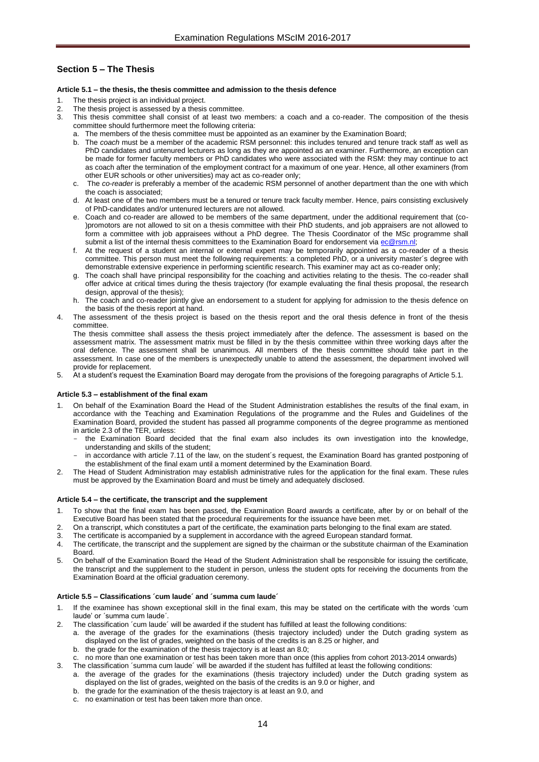## Section 5 – The Thesis

#### Article 5.1 – the thesis, the thesis committee and admission to the thesis defence

1. The thesis project is an individual project.
2. The thesis project is assessed by a thesis committee.
3. This thesis committee shall consist of at least two members: a coach and a co-reader. The composition of the thesis committee should furthermore meet the following criteria:
   a. The members of the thesis committee must be appointed as an examiner by the Examination Board;
   b. The *coach* must be a member of the academic RSM personnel: this includes tenured and tenure track staff as well as PhD candidates and untenured lecturers as long as they are appointed as an examiner. Furthermore, an exception can be made for former faculty members or PhD candidates who were associated with the RSM: they may continue to act as coach after the termination of the employment contract for a maximum of one year. Hence, all other examiners (from other EUR schools or other universities) may act as co-reader only;
   c. The *co-reader* is preferably a member of the academic RSM personnel of another department than the one with which the coach is associated;
   d. At least one of the two members must be a tenured or tenure track faculty member. Hence, pairs consisting exclusively of PhD-candidates and/or untenured lecturers are not allowed.
   e. Coach and co-reader are allowed to be members of the same department, under the additional requirement that (co-)promotors are not allowed to sit on a thesis committee with their PhD students, and job appraisers are not allowed to form a committee with job appraisees without a PhD degree. The Thesis Coordinator of the MSc programme shall submit a list of the internal thesis committees to the Examination Board for endorsement via ec@rsm.nl;
   f. At the request of a student an internal or external expert may be temporarily appointed as a co-reader of a thesis committee. This person must meet the following requirements: a completed PhD, or a university master´s degree with demonstrable extensive experience in performing scientific research. This examiner may act as co-reader only;
   g. The coach shall have principal responsibility for the coaching and activities relating to the thesis. The co-reader shall offer advice at critical times during the thesis trajectory (for example evaluating the final thesis proposal, the research design, approval of the thesis);
   h. The coach and co-reader jointly give an endorsement to a student for applying for admission to the thesis defence on the basis of the thesis report at hand.
4. The assessment of the thesis project is based on the thesis report and the oral thesis defence in front of the thesis committee.
   The thesis committee shall assess the thesis project immediately after the defence. The assessment is based on the assessment matrix. The assessment matrix must be filled in by the thesis committee within three working days after the oral defence. The assessment shall be unanimous. All members of the thesis committee should take part in the assessment. In case one of the members is unexpectedly unable to attend the assessment, the department involved will provide for replacement.
5. At a student's request the Examination Board may derogate from the provisions of the foregoing paragraphs of Article 5.1.

#### Article 5.3 – establishment of the final exam

1. On behalf of the Examination Board the Head of the Student Administration establishes the results of the final exam, in accordance with the Teaching and Examination Regulations of the programme and the Rules and Guidelines of the Examination Board, provided the student has passed all programme components of the degree programme as mentioned in article 2.3 of the TER, unless:
   - the Examination Board decided that the final exam also includes its own investigation into the knowledge, understanding and skills of the student;
   - in accordance with article 7.11 of the law, on the student´s request, the Examination Board has granted postponing of the establishment of the final exam until a moment determined by the Examination Board.
2. The Head of Student Administration may establish administrative rules for the application for the final exam. These rules must be approved by the Examination Board and must be timely and adequately disclosed.

#### Article 5.4 – the certificate, the transcript and the supplement

1. To show that the final exam has been passed, the Examination Board awards a certificate, after by or on behalf of the Executive Board has been stated that the procedural requirements for the issuance have been met.
2. On a transcript, which constitutes a part of the certificate, the examination parts belonging to the final exam are stated.
3. The certificate is accompanied by a supplement in accordance with the agreed European standard format.
4. The certificate, the transcript and the supplement are signed by the chairman or the substitute chairman of the Examination Board.
5. On behalf of the Examination Board the Head of the Student Administration shall be responsible for issuing the certificate, the transcript and the supplement to the student in person, unless the student opts for receiving the documents from the Examination Board at the official graduation ceremony.

#### Article 5.5 – Classifications ´cum laude´ and ´summa cum laude´

1. If the examinee has shown exceptional skill in the final exam, this may be stated on the certificate with the words 'cum laude' or ´summa cum laude´.
2. The classification ´cum laude´ will be awarded if the student has fulfilled at least the following conditions:
   a. the average of the grades for the examinations (thesis trajectory included) under the Dutch grading system as displayed on the list of grades, weighted on the basis of the credits is an 8.25 or higher, and
   b. the grade for the examination of the thesis trajectory is at least an 8.0;
   c. no more than one examination or test has been taken more than once (this applies from cohort 2013-2014 onwards)
3. The classification ´summa cum laude´ will be awarded if the student has fulfilled at least the following conditions:
   a. the average of the grades for the examinations (thesis trajectory included) under the Dutch grading system as displayed on the list of grades, weighted on the basis of the credits is an 9.0 or higher, and
   b. the grade for the examination of the thesis trajectory is at least an 9.0, and
   c. no examination or test has been taken more than once.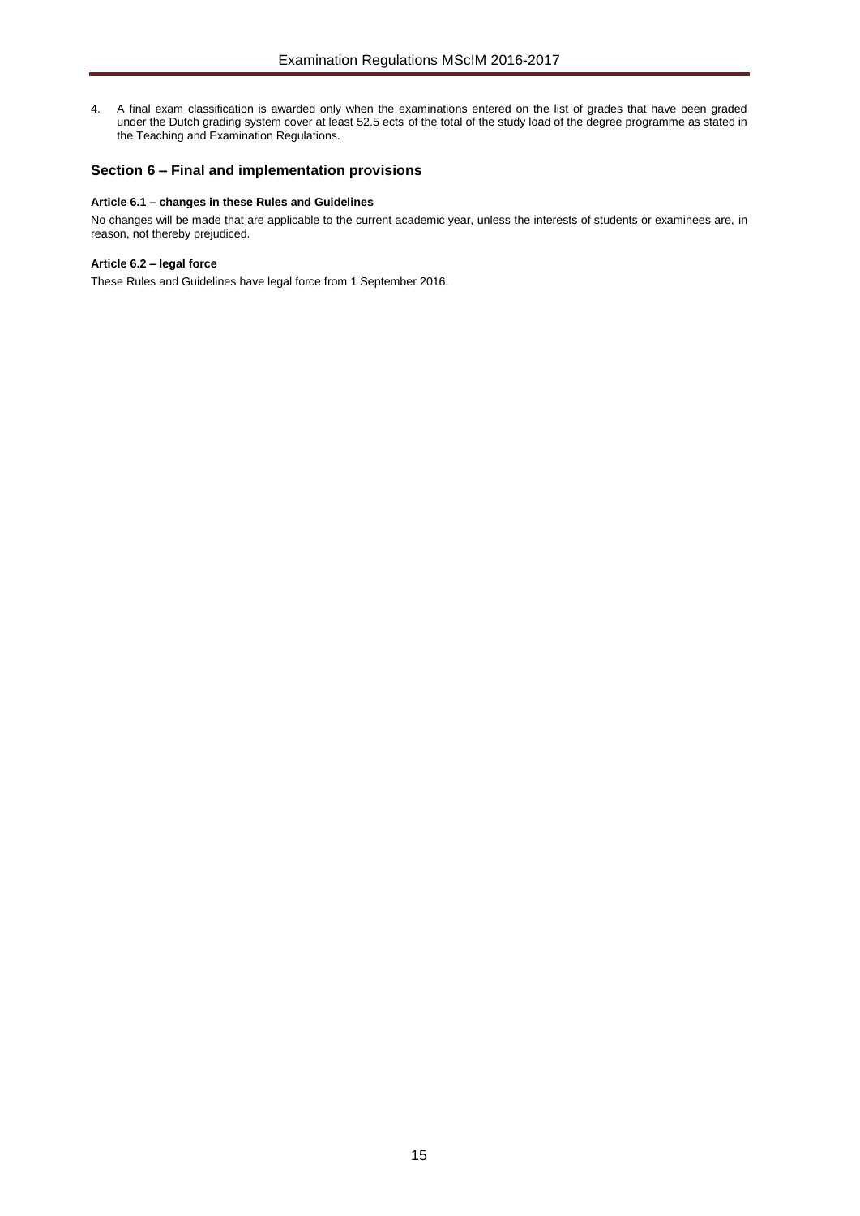4. A final exam classification is awarded only when the examinations entered on the list of grades that have been graded under the Dutch grading system cover at least 52.5 ects of the total of the study load of the degree programme as stated in the Teaching and Examination Regulations.

## Section 6 – Final and implementation provisions

#### Article 6.1 – changes in these Rules and Guidelines

No changes will be made that are applicable to the current academic year, unless the interests of students or examinees are, in reason, not thereby prejudiced.

#### Article 6.2 – legal force

These Rules and Guidelines have legal force from 1 September 2016.